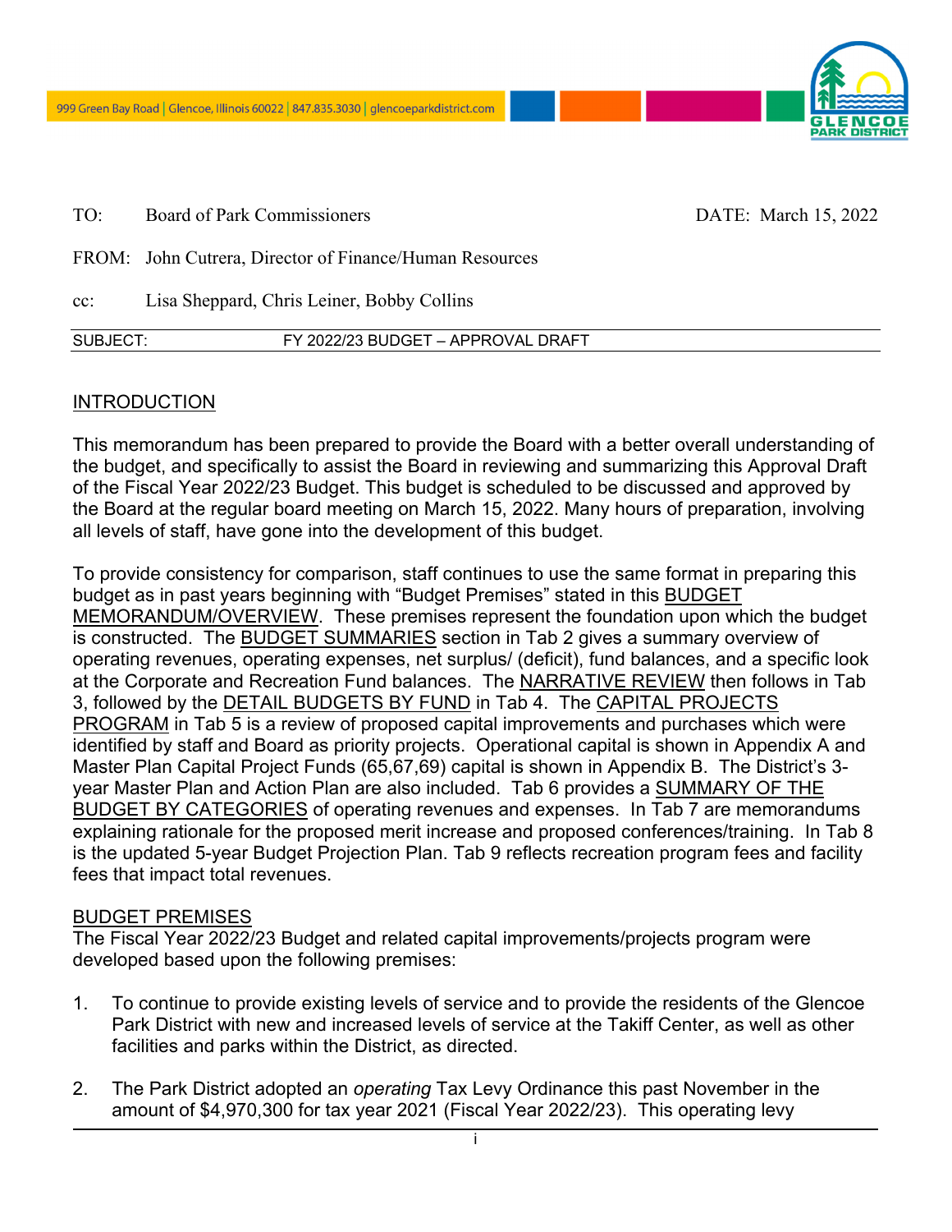999 Green Bay Road | Glencoe, Illinois 60022 | 847.835.3030 | glencoeparkdistrict.com

TO: Board of Park Commissioners DATE: March 15, 2022

FROM: John Cutrera, Director of Finance/Human Resources

cc: Lisa Sheppard, Chris Leiner, Bobby Collins

SUBJECT: FY 2022/23 BUDGET – APPROVAL DRAFT

## INTRODUCTION

This memorandum has been prepared to provide the Board with a better overall understanding of the budget, and specifically to assist the Board in reviewing and summarizing this Approval Draft of the Fiscal Year 2022/23 Budget. This budget is scheduled to be discussed and approved by the Board at the regular board meeting on March 15, 2022. Many hours of preparation, involving all levels of staff, have gone into the development of this budget.

To provide consistency for comparison, staff continues to use the same format in preparing this budget as in past years beginning with "Budget Premises" stated in this BUDGET MEMORANDUM/OVERVIEW. These premises represent the foundation upon which the budget is constructed. The BUDGET SUMMARIES section in Tab 2 gives a summary overview of operating revenues, operating expenses, net surplus/ (deficit), fund balances, and a specific look at the Corporate and Recreation Fund balances. The NARRATIVE REVIEW then follows in Tab 3, followed by the DETAIL BUDGETS BY FUND in Tab 4. The CAPITAL PROJECTS PROGRAM in Tab 5 is a review of proposed capital improvements and purchases which were identified by staff and Board as priority projects. Operational capital is shown in Appendix A and Master Plan Capital Project Funds (65,67,69) capital is shown in Appendix B. The District's 3-year Master Plan and Action Plan are also included. Tab 6 provides a SUMMARY OF THE BUDGET BY CATEGORIES of operating revenues and expenses. In Tab 7 are memorandums explaining rationale for the proposed merit increase and proposed conferences/training. In Tab 8 is the updated 5-year Budget Projection Plan. Tab 9 reflects recreation program fees and facility fees that impact total revenues.

## BUDGET PREMISES

The Fiscal Year 2022/23 Budget and related capital improvements/projects program were developed based upon the following premises:

1. To continue to provide existing levels of service and to provide the residents of the Glencoe Park District with new and increased levels of service at the Takiff Center, as well as other facilities and parks within the District, as directed.

2. The Park District adopted an *operating* Tax Levy Ordinance this past November in the amount of $4,970,300 for tax year 2021 (Fiscal Year 2022/23). This operating levy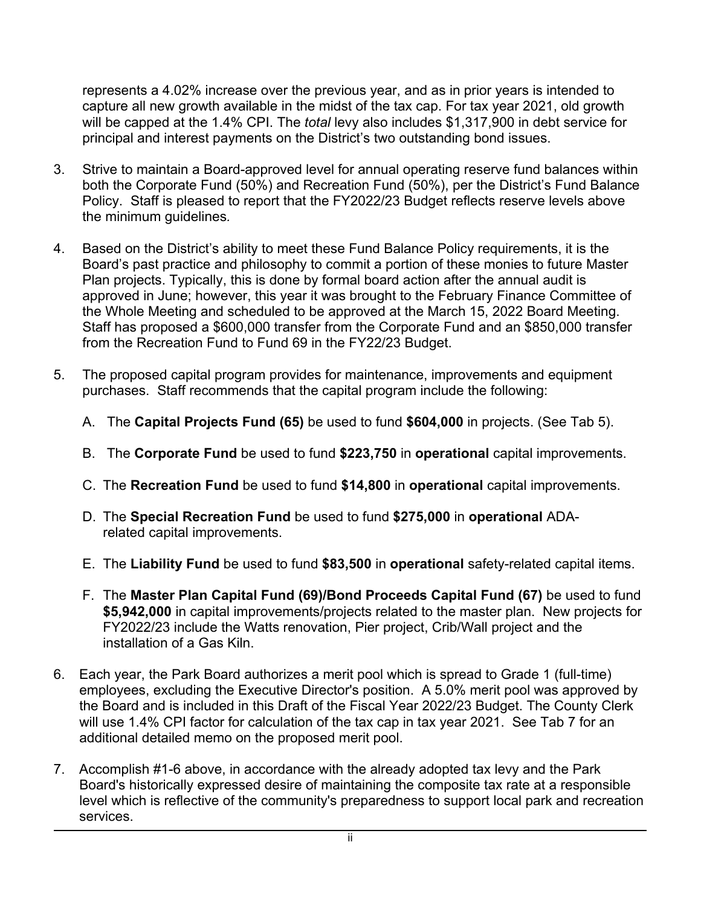represents a 4.02% increase over the previous year, and as in prior years is intended to capture all new growth available in the midst of the tax cap. For tax year 2021, old growth will be capped at the 1.4% CPI. The *total* levy also includes $1,317,900 in debt service for principal and interest payments on the District's two outstanding bond issues.

3. Strive to maintain a Board-approved level for annual operating reserve fund balances within both the Corporate Fund (50%) and Recreation Fund (50%), per the District's Fund Balance Policy. Staff is pleased to report that the FY2022/23 Budget reflects reserve levels above the minimum guidelines.

4. Based on the District's ability to meet these Fund Balance Policy requirements, it is the Board's past practice and philosophy to commit a portion of these monies to future Master Plan projects. Typically, this is done by formal board action after the annual audit is approved in June; however, this year it was brought to the February Finance Committee of the Whole Meeting and scheduled to be approved at the March 15, 2022 Board Meeting. Staff has proposed a $600,000 transfer from the Corporate Fund and an $850,000 transfer from the Recreation Fund to Fund 69 in the FY22/23 Budget.

5. The proposed capital program provides for maintenance, improvements and equipment purchases. Staff recommends that the capital program include the following:

   A. The **Capital Projects Fund (65)** be used to fund **$604,000** in projects. (See Tab 5).

   B. The **Corporate Fund** be used to fund **$223,750** in **operational** capital improvements.

   C. The **Recreation Fund** be used to fund **$14,800** in **operational** capital improvements.

   D. The **Special Recreation Fund** be used to fund **$275,000** in **operational** ADA-related capital improvements.

   E. The **Liability Fund** be used to fund **$83,500** in **operational** safety-related capital items.

   F. The **Master Plan Capital Fund (69)/Bond Proceeds Capital Fund (67)** be used to fund **$5,942,000** in capital improvements/projects related to the master plan. New projects for FY2022/23 include the Watts renovation, Pier project, Crib/Wall project and the installation of a Gas Kiln.

6. Each year, the Park Board authorizes a merit pool which is spread to Grade 1 (full-time) employees, excluding the Executive Director's position. A 5.0% merit pool was approved by the Board and is included in this Draft of the Fiscal Year 2022/23 Budget. The County Clerk will use 1.4% CPI factor for calculation of the tax cap in tax year 2021. See Tab 7 for an additional detailed memo on the proposed merit pool.

7. Accomplish #1-6 above, in accordance with the already adopted tax levy and the Park Board's historically expressed desire of maintaining the composite tax rate at a responsible level which is reflective of the community's preparedness to support local park and recreation services.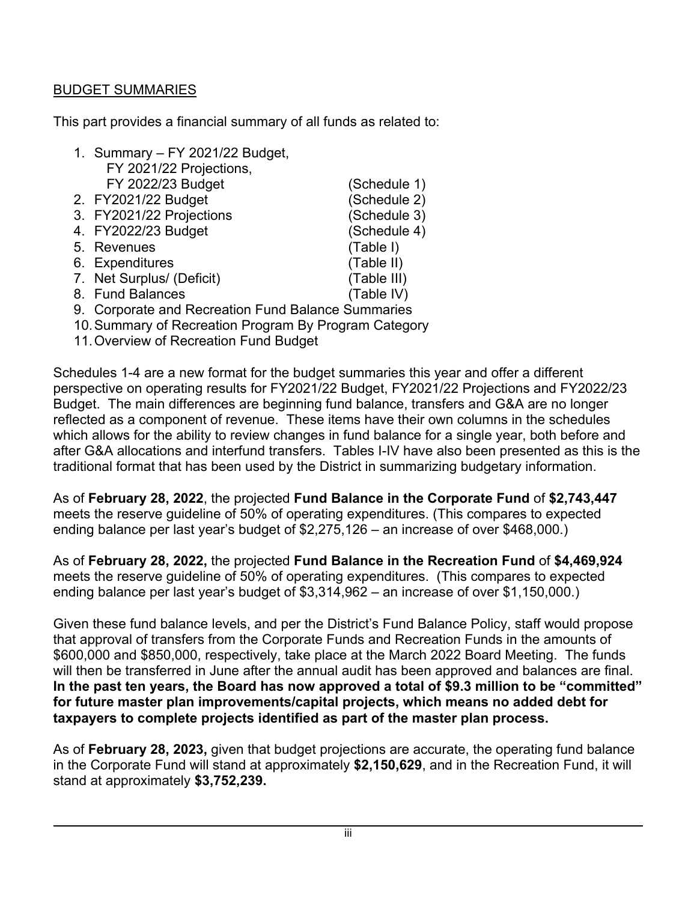## BUDGET SUMMARIES

This part provides a financial summary of all funds as related to:

1. Summary – FY 2021/22 Budget, FY 2021/22 Projections, FY 2022/23 Budget (Schedule 1)
2. FY2021/22 Budget (Schedule 2)
3. FY2021/22 Projections (Schedule 3)
4. FY2022/23 Budget (Schedule 4)
5. Revenues (Table I)
6. Expenditures (Table II)
7. Net Surplus/ (Deficit) (Table III)
8. Fund Balances (Table IV)
9. Corporate and Recreation Fund Balance Summaries
10. Summary of Recreation Program By Program Category
11. Overview of Recreation Fund Budget

Schedules 1-4 are a new format for the budget summaries this year and offer a different perspective on operating results for FY2021/22 Budget, FY2021/22 Projections and FY2022/23 Budget. The main differences are beginning fund balance, transfers and G&A are no longer reflected as a component of revenue. These items have their own columns in the schedules which allows for the ability to review changes in fund balance for a single year, both before and after G&A allocations and interfund transfers. Tables I-IV have also been presented as this is the traditional format that has been used by the District in summarizing budgetary information.

As of **February 28, 2022**, the projected **Fund Balance in the Corporate Fund** of **$2,743,447** meets the reserve guideline of 50% of operating expenditures. (This compares to expected ending balance per last year's budget of $2,275,126 – an increase of over $468,000.)

As of **February 28, 2022,** the projected **Fund Balance in the Recreation Fund** of **$4,469,924** meets the reserve guideline of 50% of operating expenditures. (This compares to expected ending balance per last year's budget of $3,314,962 – an increase of over $1,150,000.)

Given these fund balance levels, and per the District's Fund Balance Policy, staff would propose that approval of transfers from the Corporate Funds and Recreation Funds in the amounts of $600,000 and $850,000, respectively, take place at the March 2022 Board Meeting. The funds will then be transferred in June after the annual audit has been approved and balances are final. **In the past ten years, the Board has now approved a total of $9.3 million to be "committed" for future master plan improvements/capital projects, which means no added debt for taxpayers to complete projects identified as part of the master plan process.**

As of **February 28, 2023,** given that budget projections are accurate, the operating fund balance in the Corporate Fund will stand at approximately **$2,150,629**, and in the Recreation Fund, it will stand at approximately **$3,752,239.**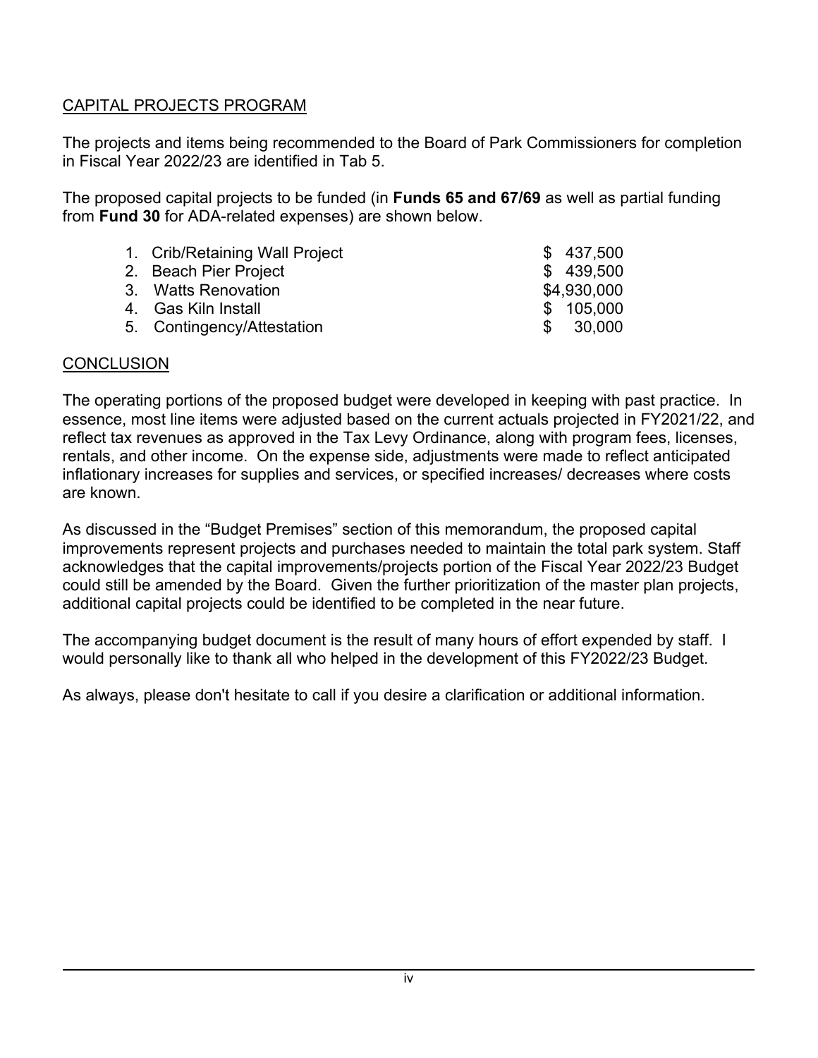## CAPITAL PROJECTS PROGRAM

The projects and items being recommended to the Board of Park Commissioners for completion in Fiscal Year 2022/23 are identified in Tab 5.

The proposed capital projects to be funded (in **Funds 65 and 67/69** as well as partial funding from **Fund 30** for ADA-related expenses) are shown below.

| | |
|---|---|
| 1. Crib/Retaining Wall Project | $ 437,500 |
| 2. Beach Pier Project | $ 439,500 |
| 3. Watts Renovation | $4,930,000 |
| 4. Gas Kiln Install | $ 105,000 |
| 5. Contingency/Attestation | $ 30,000 |

## CONCLUSION

The operating portions of the proposed budget were developed in keeping with past practice. In essence, most line items were adjusted based on the current actuals projected in FY2021/22, and reflect tax revenues as approved in the Tax Levy Ordinance, along with program fees, licenses, rentals, and other income. On the expense side, adjustments were made to reflect anticipated inflationary increases for supplies and services, or specified increases/ decreases where costs are known.

As discussed in the "Budget Premises" section of this memorandum, the proposed capital improvements represent projects and purchases needed to maintain the total park system. Staff acknowledges that the capital improvements/projects portion of the Fiscal Year 2022/23 Budget could still be amended by the Board. Given the further prioritization of the master plan projects, additional capital projects could be identified to be completed in the near future.

The accompanying budget document is the result of many hours of effort expended by staff. I would personally like to thank all who helped in the development of this FY2022/23 Budget.

As always, please don't hesitate to call if you desire a clarification or additional information.